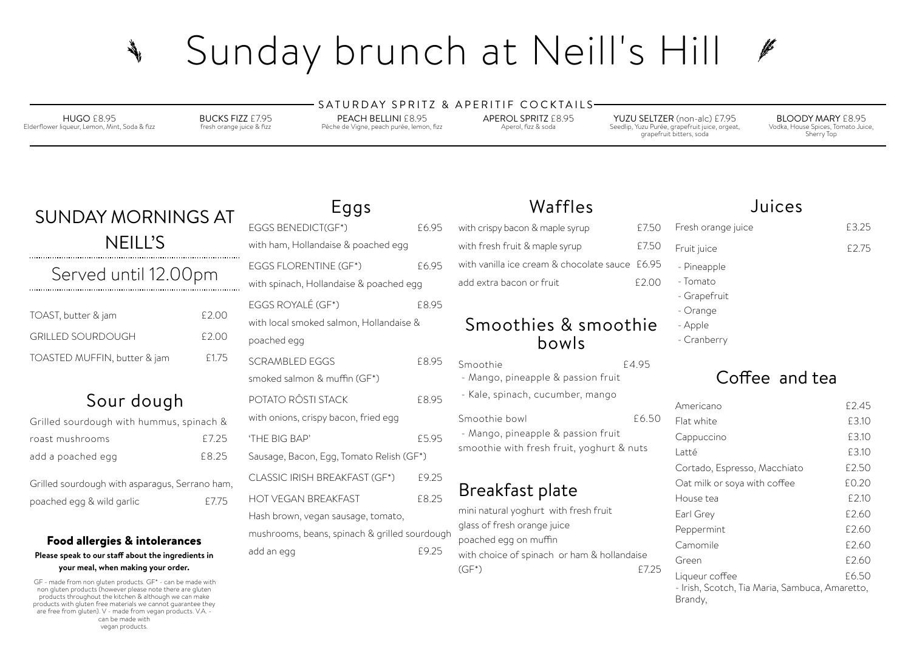# Sunday brunch at Neill's Hill

## SATURDAY SPRITZ & APERITIF COCKTAILS

**HUGO** £8.95
Elderflower liqueur, Lemon, Mint, Soda & fizz

**BUCKS FIZZ** £7.95
fresh orange juice & fizz

**PEACH BELLINI** £8.95
Péche de Vigne, peach purée, lemon, fizz

**APEROL SPRITZ** £8.95
Aperol, fizz & soda

**YUZU SELTZER** (non-alc) £7.95
Seedlip, Yuzu Purée, grapefruit juice, orgeat, grapefruit bitters, soda

**BLOODY MARY** £8.95
Vodka, House Spices, Tomato Juice, Sherry Top

## SUNDAY MORNINGS AT NEILL'S

### Served until 12.00pm

| | |
|---|---|
| TOAST, butter & jam | £2.00 |
| GRILLED SOURDOUGH | £2.00 |
| TOASTED MUFFIN, butter & jam | £1.75 |

## Sour dough

| | |
|---|---|
| Grilled sourdough with hummus, spinach & roast mushrooms | £7.25 |
| add a poached egg | £8.25 |
| Grilled sourdough with asparagus, Serrano ham, poached egg & wild garlic | £7.75 |

**Food allergies & intolerances**

**Please speak to our staff about the ingredients in your meal, when making your order.**

GF - made from non gluten products. GF* - can be made with non gluten products (however please note there are gluten products throughout the kitchen & although we can make products with gluten free materials we cannot guarantee they are free from gluten). V - made from vegan products. V.A. - can be made with vegan products.

## Eggs

| | |
|---|---|
| EGGS BENEDICT(GF*) with ham, Hollandaise & poached egg | £6.95 |
| EGGS FLORENTINE (GF*) with spinach, Hollandaise & poached egg | £6.95 |
| EGGS ROYALÉ (GF*) with local smoked salmon, Hollandaise & poached egg | £8.95 |
| SCRAMBLED EGGS smoked salmon & muffin (GF*) | £8.95 |
| POTATO RÔSTI STACK with onions, crispy bacon, fried egg | £8.95 |
| 'THE BIG BAP' Sausage, Bacon, Egg, Tomato Relish (GF*) | £5.95 |
| CLASSIC IRISH BREAKFAST (GF*) | £9.25 |
| HOT VEGAN BREAKFAST Hash brown, vegan sausage, tomato, mushrooms, beans, spinach & grilled sourdough | £8.25 |
| add an egg | £9.25 |

## Waffles

| | |
|---|---|
| with crispy bacon & maple syrup | £7.50 |
| with fresh fruit & maple syrup | £7.50 |
| with vanilla ice cream & chocolate sauce | £6.95 |
| add extra bacon or fruit | £2.00 |

## Smoothies & smoothie bowls

Smoothie £4.95
- Mango, pineapple & passion fruit
- Kale, spinach, cucumber, mango

Smoothie bowl £6.50
- Mango, pineapple & passion fruit

smoothie with fresh fruit, yoghurt & nuts

## Breakfast plate

mini natural yoghurt with fresh fruit
glass of fresh orange juice
poached egg on muffin
with choice of spinach or ham & hollandaise (GF*) £7.25

## Juices

| | |
|---|---|
| Fresh orange juice | £3.25 |
| Fruit juice | £2.75 |

- Pineapple
- Tomato
- Grapefruit
- Orange
- Apple
- Cranberry

## Coffee and tea

| | |
|---|---|
| Americano | £2.45 |
| Flat white | £3.10 |
| Cappuccino | £3.10 |
| Latté | £3.10 |
| Cortado, Espresso, Macchiato | £2.50 |
| Oat milk or soya with coffee | £0.20 |
| House tea | £2.10 |
| Earl Grey | £2.60 |
| Peppermint | £2.60 |
| Camomile | £2.60 |
| Green | £2.60 |
| Liqueur coffee | £6.50 |

- Irish, Scotch, Tia Maria, Sambuca, Amaretto, Brandy,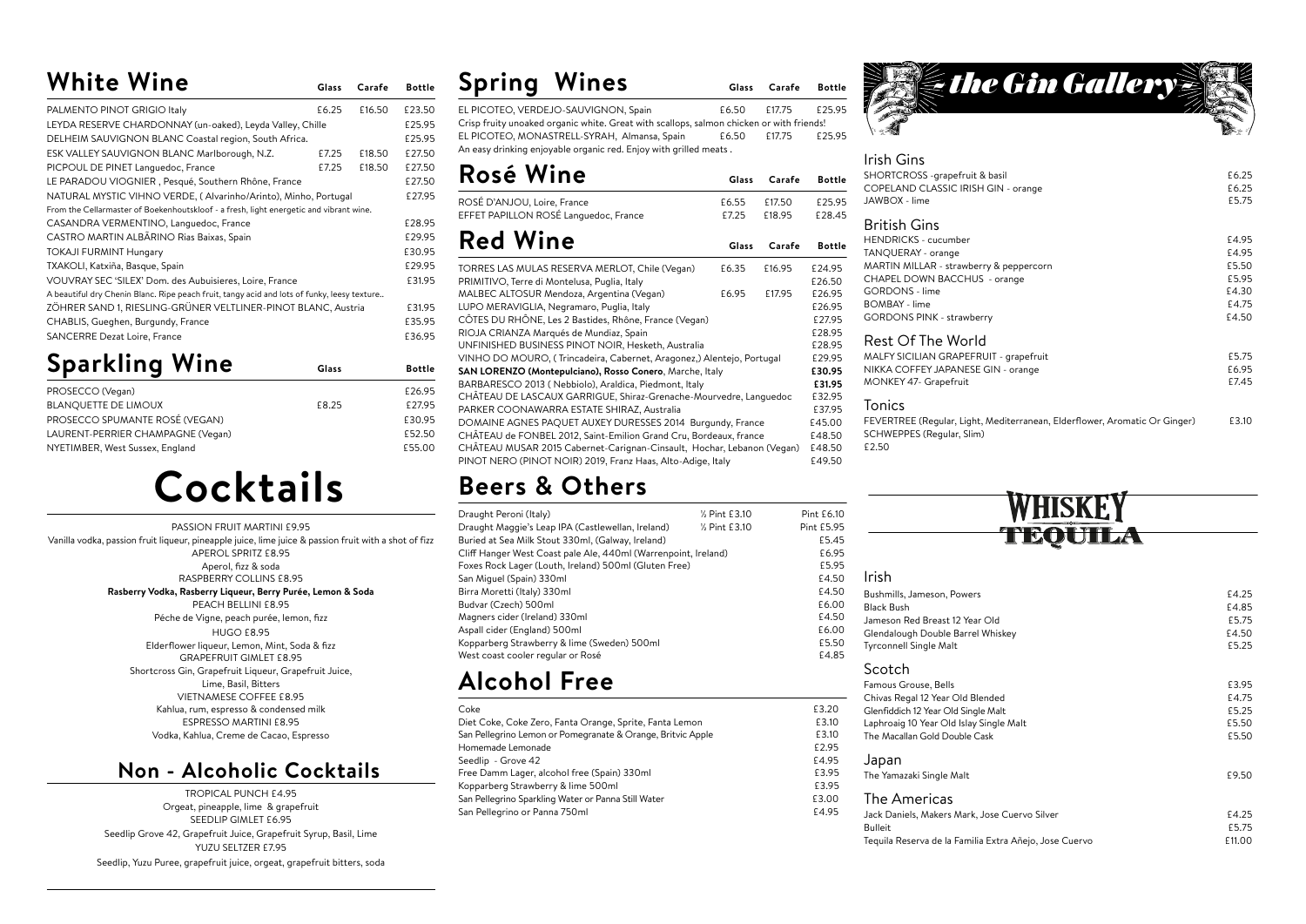# White Wine

| | Glass | Carafe | Bottle |
|---|---|---|---|
| PALMENTO PINOT GRIGIO Italy | £6.25 | £16.50 | £23.50 |
| LEYDA RESERVE CHARDONNAY (un-oaked), Leyda Valley, Chille | | | £25.95 |
| DELHEIM SAUVIGNON BLANC Coastal region, South Africa. | | | £25.95 |
| ESK VALLEY SAUVIGNON BLANC Marlborough, N.Z. | £7.25 | £18.50 | £27.50 |
| PICPOUL DE PINET Languedoc, France | £7.25 | £18.50 | £27.50 |
| LE PARADOU VIOGNIER , Pesqué, Southern Rhône, France | | | £27.50 |
| NATURAL MYSTIC VIHNO VERDE, ( Alvarinho/Arinto), Minho, Portugal<br>From the Cellarmaster of Boekenhoutskloof - a fresh, light energetic and vibrant wine. | | | £27.95 |
| CASANDRA VERMENTINO, Languedoc, France | | | £28.95 |
| CASTRO MARTIN ALBARINO Rias Baixas, Spain | | | £29.95 |
| TOKAJI FURMINT Hungary | | | £30.95 |
| TXAKOLI, Katxiña, Basque, Spain | | | £29.95 |
| VOUVRAY SEC 'SILEX' Dom. des Aubuisieres, Loire, France<br>A beautiful dry Chenin Blanc. Ripe peach fruit, tangy acid and lots of funky, leesy texture.. | | | £31.95 |
| ZÖHRER SAND 1, RIESLING-GRÜNER VELTLINER-PINOT BLANC, Austria | | | £31.95 |
| CHABLIS, Gueghen, Burgundy, France | | | £35.95 |
| SANCERRE Dezat Loire, France | | | £36.95 |

# Sparkling Wine

| | Glass | Bottle |
|---|---|---|
| PROSECCO (Vegan) | | £26.95 |
| BLANQUETTE DE LIMOUX | £8.25 | £27.95 |
| PROSECCO SPUMANTE ROSÉ (VEGAN) | | £30.95 |
| LAURENT-PERRIER CHAMPAGNE (Vegan) | | £52.50 |
| NYETIMBER, West Sussex, England | | £55.00 |

# Cocktails

PASSION FRUIT MARTINI £9.95
Vanilla vodka, passion fruit liqueur, pineapple juice, lime juice & passion fruit with a shot of fizz

APEROL SPRITZ £8.95
Aperol, fizz & soda

RASPBERRY COLLINS £8.95
**Rasberry Vodka, Rasberry Liqueur, Berry Purée, Lemon & Soda**

PEACH BELLINI £8.95
Péche de Vigne, peach purée, lemon, fizz

HUGO £8.95
Elderflower liqueur, Lemon, Mint, Soda & fizz

GRAPEFRUIT GIMLET £8.95
Shortcross Gin, Grapefruit Liqueur, Grapefruit Juice, Lime, Basil, Bitters

VIETNAMESE COFFEE £8.95
Kahlua, rum, espresso & condensed milk

ESPRESSO MARTINI £8.95
Vodka, Kahlua, Creme de Cacao, Espresso

## Non - Alcoholic Cocktails

TROPICAL PUNCH £4.95
Orgeat, pineapple, lime & grapefruit

SEEDLIP GIMLET £6.95
Seedlip Grove 42, Grapefruit Juice, Grapefruit Syrup, Basil, Lime

YUZU SELTZER £7.95
Seedlip, Yuzu Puree, grapefruit juice, orgeat, grapefruit bitters, soda

# Spring Wines

| | Glass | Carafe | Bottle |
|---|---|---|---|
| EL PICOTEO, VERDEJO-SAUVIGNON, Spain<br>Crisp fruity unoaked organic white. Great with scallops, salmon chicken or with friends! | £6.50 | £17.75 | £25.95 |
| EL PICOTEO, MONASTRELL-SYRAH, Almansa, Spain<br>An easy drinking enjoyable organic red. Enjoy with grilled meats . | £6.50 | £17.75 | £25.95 |

# Rosé Wine

| | Glass | Carafe | Bottle |
|---|---|---|---|
| ROSÉ D'ANJOU, Loire, France | £6.55 | £17.50 | £25.95 |
| EFFET PAPILLON ROSÉ Languedoc, France | £7.25 | £18.95 | £28.45 |

# Red Wine

| | Glass | Carafe | Bottle |
|---|---|---|---|
| TORRES LAS MULAS RESERVA MERLOT, Chile (Vegan) | £6.35 | £16.95 | £24.95 |
| PRIMITIVO, Terre di Montelusa, Puglia, Italy | | | £26.50 |
| MALBEC ALTOSUR Mendoza, Argentina (Vegan) | £6.95 | £17.95 | £26.95 |
| LUPO MERAVIGLIA, Negramaro, Puglia, Italy | | | £26.95 |
| CÔTES DU RHÔNE, Les 2 Bastides, Rhône, France (Vegan) | | | £27.95 |
| RIOJA CRIANZA Marqués de Mundiaz, Spain | | | £28.95 |
| UNFINISHED BUSINESS PINOT NOIR, Hesketh, Australia | | | £28.95 |
| VINHO DO MOURO, ( Trincadeira, Cabernet, Aragonez,) Alentejo, Portugal | | | £29.95 |
| **SAN LORENZO (Montepulciano), Rosso Conero**, Marche, Italy | | | **£30.95** |
| BARBARESCO 2013 ( Nebbiolo), Araldica, Piedmont, Italy | | | **£31.95** |
| CHÂTEAU DE LASCAUX GARRIGUE, Shiraz-Grenache-Mourvedre, Languedoc | | | £32.95 |
| PARKER COONAWARRA ESTATE SHIRAZ, Australia | | | £37.95 |
| DOMAINE AGNES PAQUET AUXEY DURESSES 2014 Burgundy, France | | | £45.00 |
| CHÂTEAU de FONBEL 2012, Saint-Emilion Grand Cru, Bordeaux, france | | | £48.50 |
| CHÂTEAU MUSAR 2015 Cabernet-Carignan-Cinsault, Hochar, Lebanon (Vegan) | | | £48.50 |
| PINOT NERO (PINOT NOIR) 2019, Franz Haas, Alto-Adige, Italy | | | £49.50 |

# Beers & Others

| | | |
|---|---|---|
| Draught Peroni (Italy) | ½ Pint £3.10 | Pint £6.10 |
| Draught Maggie's Leap IPA (Castlewellan, Ireland) | ½ Pint £3.10 | Pint £5.95 |
| Buried at Sea Milk Stout 330ml, (Galway, Ireland) | | £5.45 |
| Cliff Hanger West Coast pale Ale, 440ml (Warrenpoint, Ireland) | | £6.95 |
| Foxes Rock Lager (Louth, Ireland) 500ml (Gluten Free) | | £5.95 |
| San Miguel (Spain) 330ml | | £4.50 |
| Birra Moretti (Italy) 330ml | | £4.50 |
| Budvar (Czech) 500ml | | £6.00 |
| Magners cider (Ireland) 330ml | | £4.50 |
| Aspall cider (England) 500ml | | £6.00 |
| Kopparberg Strawberry & lime (Sweden) 500ml | | £5.50 |
| West coast cooler regular or Rosé | | £4.85 |

# Alcohol Free

| | |
|---|---|
| Coke | £3.20 |
| Diet Coke, Coke Zero, Fanta Orange, Sprite, Fanta Lemon | £3.10 |
| San Pellegrino Lemon or Pomegranate & Orange, Britvic Apple | £3.10 |
| Homemade Lemonade | £2.95 |
| Seedlip - Grove 42 | £4.95 |
| Free Damm Lager, alcohol free (Spain) 330ml | £3.95 |
| Kopparberg Strawberry & lime 500ml | £3.95 |
| San Pellegrino Sparkling Water or Panna Still Water | £3.00 |
| San Pellegrino or Panna 750ml | £4.95 |

# - the Gin Gallery -

## Irish Gins

| | |
|---|---|
| SHORTCROSS -grapefruit & basil | £6.25 |
| COPELAND CLASSIC IRISH GIN - orange | £6.25 |
| JAWBOX - lime | £5.75 |

## British Gins

| | |
|---|---|
| HENDRICKS - cucumber | £4.95 |
| TANQUERAY - orange | £4.95 |
| MARTIN MILLAR - strawberry & peppercorn | £5.50 |
| CHAPEL DOWN BACCHUS - orange | £5.95 |
| GORDONS - lime | £4.30 |
| BOMBAY - lime | £4.75 |
| GORDONS PINK - strawberry | £4.50 |

## Rest Of The World

| | |
|---|---|
| MALFY SICILIAN GRAPEFRUIT - grapefruit | £5.75 |
| NIKKA COFFEY JAPANESE GIN - orange | £6.95 |
| MONKEY 47- Grapefruit | £7.45 |

## Tonics

| | |
|---|---|
| FEVERTREE (Regular, Light, Mediterranean, Elderflower, Aromatic Or Ginger) | £3.10 |
| SCHWEPPES (Regular, Slim) | £2.50 |

# WHISKEY TEQUILA

## Irish

| | |
|---|---|
| Bushmills, Jameson, Powers | £4.25 |
| Black Bush | £4.85 |
| Jameson Red Breast 12 Year Old | £5.75 |
| Glendalough Double Barrel Whiskey | £4.50 |
| Tyrconnell Single Malt | £5.25 |

## Scotch

| | |
|---|---|
| Famous Grouse, Bells | £3.95 |
| Chivas Regal 12 Year Old Blended | £4.75 |
| Glenfiddich 12 Year Old Single Malt | £5.25 |
| Laphroaig 10 Year Old Islay Single Malt | £5.50 |
| The Macallan Gold Double Cask | £5.50 |

## Japan

| | |
|---|---|
| The Yamazaki Single Malt | £9.50 |

## The Americas

| | |
|---|---|
| Jack Daniels, Makers Mark, Jose Cuervo Silver | £4.25 |
| Bulleit | £5.75 |
| Tequila Reserva de la Familia Extra Añejo, Jose Cuervo | £11.00 |